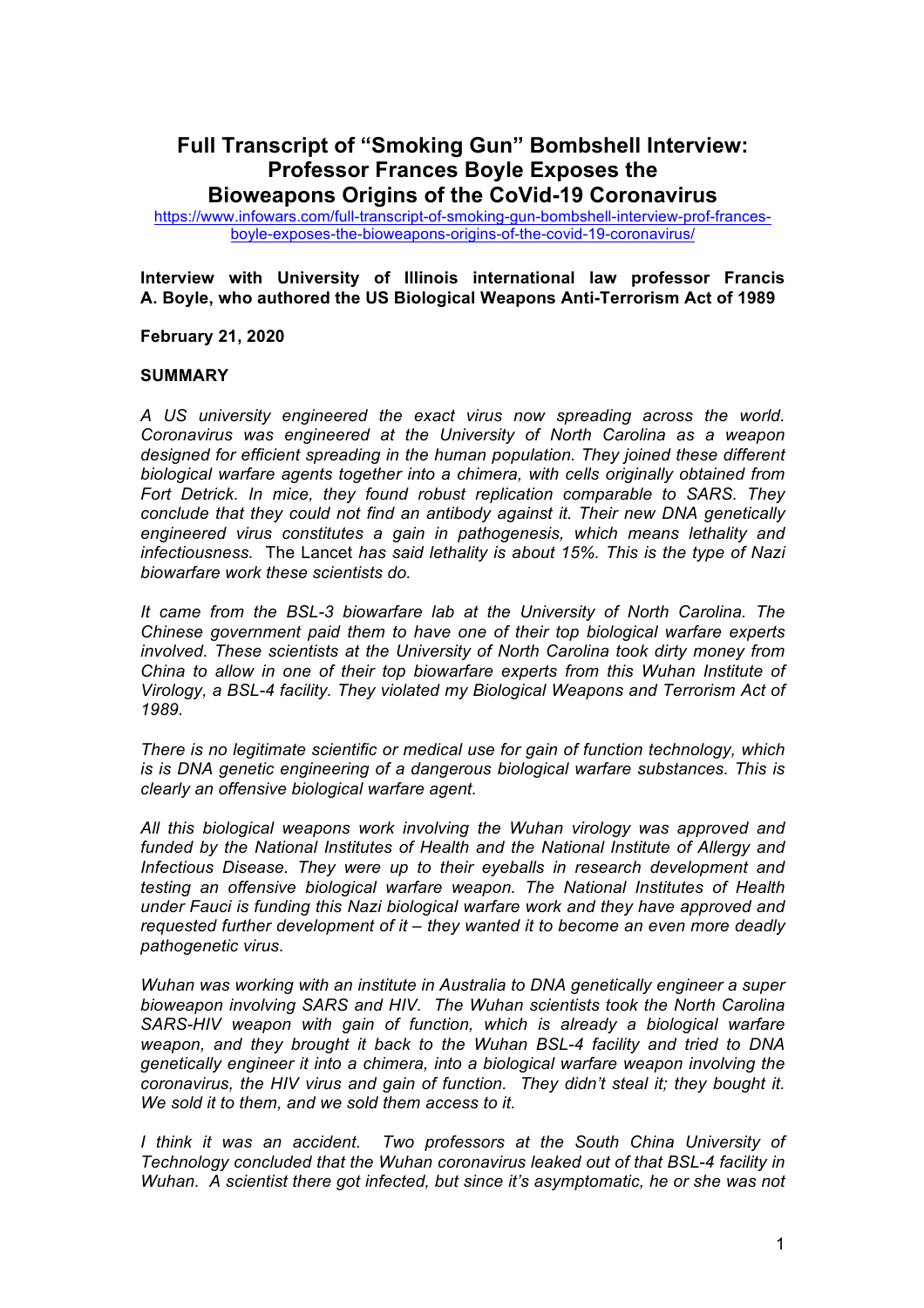# Full Transcript of "Smoking Gun" Bombshell Interview: Professor Frances Boyle Exposes the Bioweapons Origins of the CoVid-19 Coronavirus

https://www.infowars.com/full-transcript-of-smoking-gun-bombshell-interview-prof-frances-boyle-exposes-the-bioweapons-origins-of-the-covid-19-coronavirus/

**Interview with University of Illinois international law professor Francis A. Boyle, who authored the US Biological Weapons Anti-Terrorism Act of 1989**

**February 21, 2020**

**SUMMARY**

*A US university engineered the exact virus now spreading across the world. Coronavirus was engineered at the University of North Carolina as a weapon designed for efficient spreading in the human population. They joined these different biological warfare agents together into a chimera, with cells originally obtained from Fort Detrick. In mice, they found robust replication comparable to SARS. They conclude that they could not find an antibody against it. Their new DNA genetically engineered virus constitutes a gain in pathogenesis, which means lethality and infectiousness.* The Lancet *has said lethality is about 15%. This is the type of Nazi biowarfare work these scientists do.*

*It came from the BSL-3 biowarfare lab at the University of North Carolina. The Chinese government paid them to have one of their top biological warfare experts involved. These scientists at the University of North Carolina took dirty money from China to allow in one of their top biowarfare experts from this Wuhan Institute of Virology, a BSL-4 facility. They violated my Biological Weapons and Terrorism Act of 1989.*

*There is no legitimate scientific or medical use for gain of function technology, which is is DNA genetic engineering of a dangerous biological warfare substances. This is clearly an offensive biological warfare agent.*

*All this biological weapons work involving the Wuhan virology was approved and funded by the National Institutes of Health and the National Institute of Allergy and Infectious Disease. They were up to their eyeballs in research development and testing an offensive biological warfare weapon. The National Institutes of Health under Fauci is funding this Nazi biological warfare work and they have approved and requested further development of it – they wanted it to become an even more deadly pathogenetic virus.*

*Wuhan was working with an institute in Australia to DNA genetically engineer a super bioweapon involving SARS and HIV. The Wuhan scientists took the North Carolina SARS-HIV weapon with gain of function, which is already a biological warfare weapon, and they brought it back to the Wuhan BSL-4 facility and tried to DNA genetically engineer it into a chimera, into a biological warfare weapon involving the coronavirus, the HIV virus and gain of function. They didn't steal it; they bought it. We sold it to them, and we sold them access to it.*

*I think it was an accident. Two professors at the South China University of Technology concluded that the Wuhan coronavirus leaked out of that BSL-4 facility in Wuhan. A scientist there got infected, but since it's asymptomatic, he or she was not*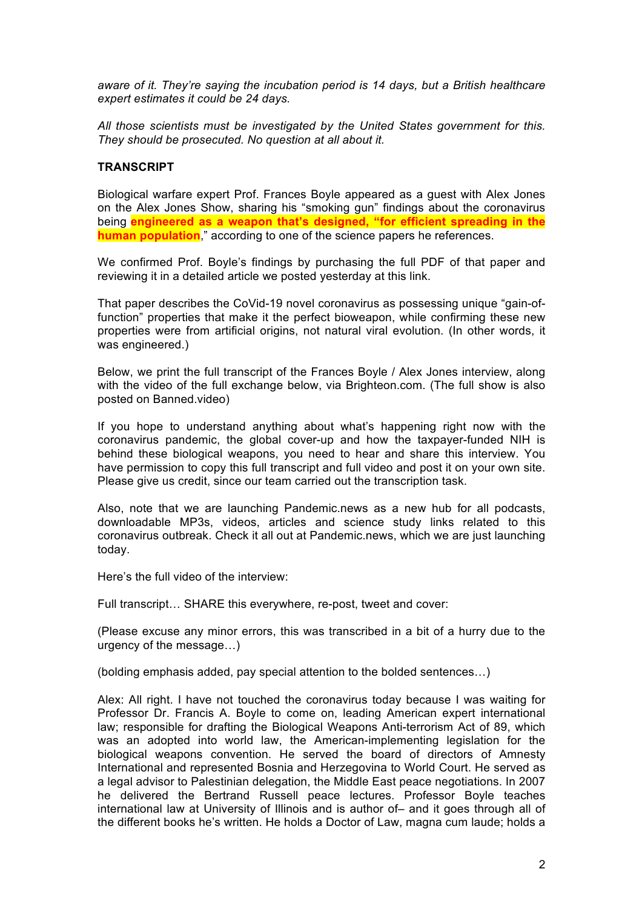*aware of it. They're saying the incubation period is 14 days, but a British healthcare expert estimates it could be 24 days.*

*All those scientists must be investigated by the United States government for this. They should be prosecuted. No question at all about it.*

**TRANSCRIPT**

Biological warfare expert Prof. Frances Boyle appeared as a guest with Alex Jones on the Alex Jones Show, sharing his "smoking gun" findings about the coronavirus being **engineered as a weapon that's designed, "for efficient spreading in the human population**," according to one of the science papers he references.

We confirmed Prof. Boyle's findings by purchasing the full PDF of that paper and reviewing it in a detailed article we posted yesterday at this link.

That paper describes the CoVid-19 novel coronavirus as possessing unique "gain-of-function" properties that make it the perfect bioweapon, while confirming these new properties were from artificial origins, not natural viral evolution. (In other words, it was engineered.)

Below, we print the full transcript of the Frances Boyle / Alex Jones interview, along with the video of the full exchange below, via Brighteon.com. (The full show is also posted on Banned.video)

If you hope to understand anything about what's happening right now with the coronavirus pandemic, the global cover-up and how the taxpayer-funded NIH is behind these biological weapons, you need to hear and share this interview. You have permission to copy this full transcript and full video and post it on your own site. Please give us credit, since our team carried out the transcription task.

Also, note that we are launching Pandemic.news as a new hub for all podcasts, downloadable MP3s, videos, articles and science study links related to this coronavirus outbreak. Check it all out at Pandemic.news, which we are just launching today.

Here's the full video of the interview:

Full transcript… SHARE this everywhere, re-post, tweet and cover:

(Please excuse any minor errors, this was transcribed in a bit of a hurry due to the urgency of the message…)

(bolding emphasis added, pay special attention to the bolded sentences…)

Alex: All right. I have not touched the coronavirus today because I was waiting for Professor Dr. Francis A. Boyle to come on, leading American expert international law; responsible for drafting the Biological Weapons Anti-terrorism Act of 89, which was an adopted into world law, the American-implementing legislation for the biological weapons convention. He served the board of directors of Amnesty International and represented Bosnia and Herzegovina to World Court. He served as a legal advisor to Palestinian delegation, the Middle East peace negotiations. In 2007 he delivered the Bertrand Russell peace lectures. Professor Boyle teaches international law at University of Illinois and is author of– and it goes through all of the different books he's written. He holds a Doctor of Law, magna cum laude; holds a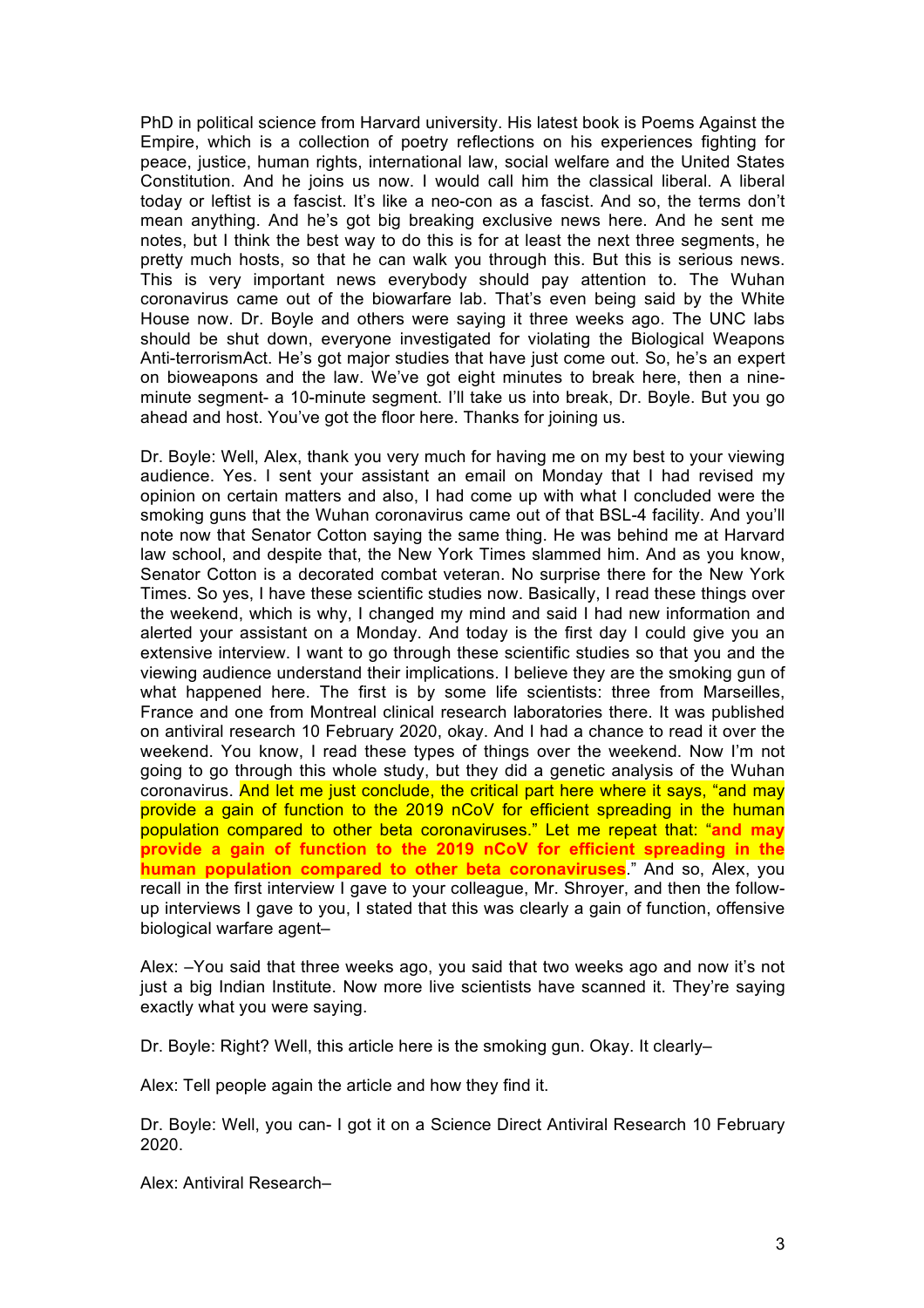PhD in political science from Harvard university. His latest book is Poems Against the Empire, which is a collection of poetry reflections on his experiences fighting for peace, justice, human rights, international law, social welfare and the United States Constitution. And he joins us now. I would call him the classical liberal. A liberal today or leftist is a fascist. It's like a neo-con as a fascist. And so, the terms don't mean anything. And he's got big breaking exclusive news here. And he sent me notes, but I think the best way to do this is for at least the next three segments, he pretty much hosts, so that he can walk you through this. But this is serious news. This is very important news everybody should pay attention to. The Wuhan coronavirus came out of the biowarfare lab. That's even being said by the White House now. Dr. Boyle and others were saying it three weeks ago. The UNC labs should be shut down, everyone investigated for violating the Biological Weapons Anti-terrorismAct. He's got major studies that have just come out. So, he's an expert on bioweapons and the law. We've got eight minutes to break here, then a nine-minute segment- a 10-minute segment. I'll take us into break, Dr. Boyle. But you go ahead and host. You've got the floor here. Thanks for joining us.

Dr. Boyle: Well, Alex, thank you very much for having me on my best to your viewing audience. Yes. I sent your assistant an email on Monday that I had revised my opinion on certain matters and also, I had come up with what I concluded were the smoking guns that the Wuhan coronavirus came out of that BSL-4 facility. And you'll note now that Senator Cotton saying the same thing. He was behind me at Harvard law school, and despite that, the New York Times slammed him. And as you know, Senator Cotton is a decorated combat veteran. No surprise there for the New York Times. So yes, I have these scientific studies now. Basically, I read these things over the weekend, which is why, I changed my mind and said I had new information and alerted your assistant on a Monday. And today is the first day I could give you an extensive interview. I want to go through these scientific studies so that you and the viewing audience understand their implications. I believe they are the smoking gun of what happened here. The first is by some life scientists: three from Marseilles, France and one from Montreal clinical research laboratories there. It was published on antiviral research 10 February 2020, okay. And I had a chance to read it over the weekend. You know, I read these types of things over the weekend. Now I'm not going to go through this whole study, but they did a genetic analysis of the Wuhan coronavirus. And let me just conclude, the critical part here where it says, "and may provide a gain of function to the 2019 nCoV for efficient spreading in the human population compared to other beta coronaviruses." Let me repeat that: "**and may provide a gain of function to the 2019 nCoV for efficient spreading in the human population compared to other beta coronaviruses**." And so, Alex, you recall in the first interview I gave to your colleague, Mr. Shroyer, and then the follow-up interviews I gave to you, I stated that this was clearly a gain of function, offensive biological warfare agent–

Alex: –You said that three weeks ago, you said that two weeks ago and now it's not just a big Indian Institute. Now more live scientists have scanned it. They're saying exactly what you were saying.

Dr. Boyle: Right? Well, this article here is the smoking gun. Okay. It clearly–

Alex: Tell people again the article and how they find it.

Dr. Boyle: Well, you can- I got it on a Science Direct Antiviral Research 10 February 2020.

Alex: Antiviral Research–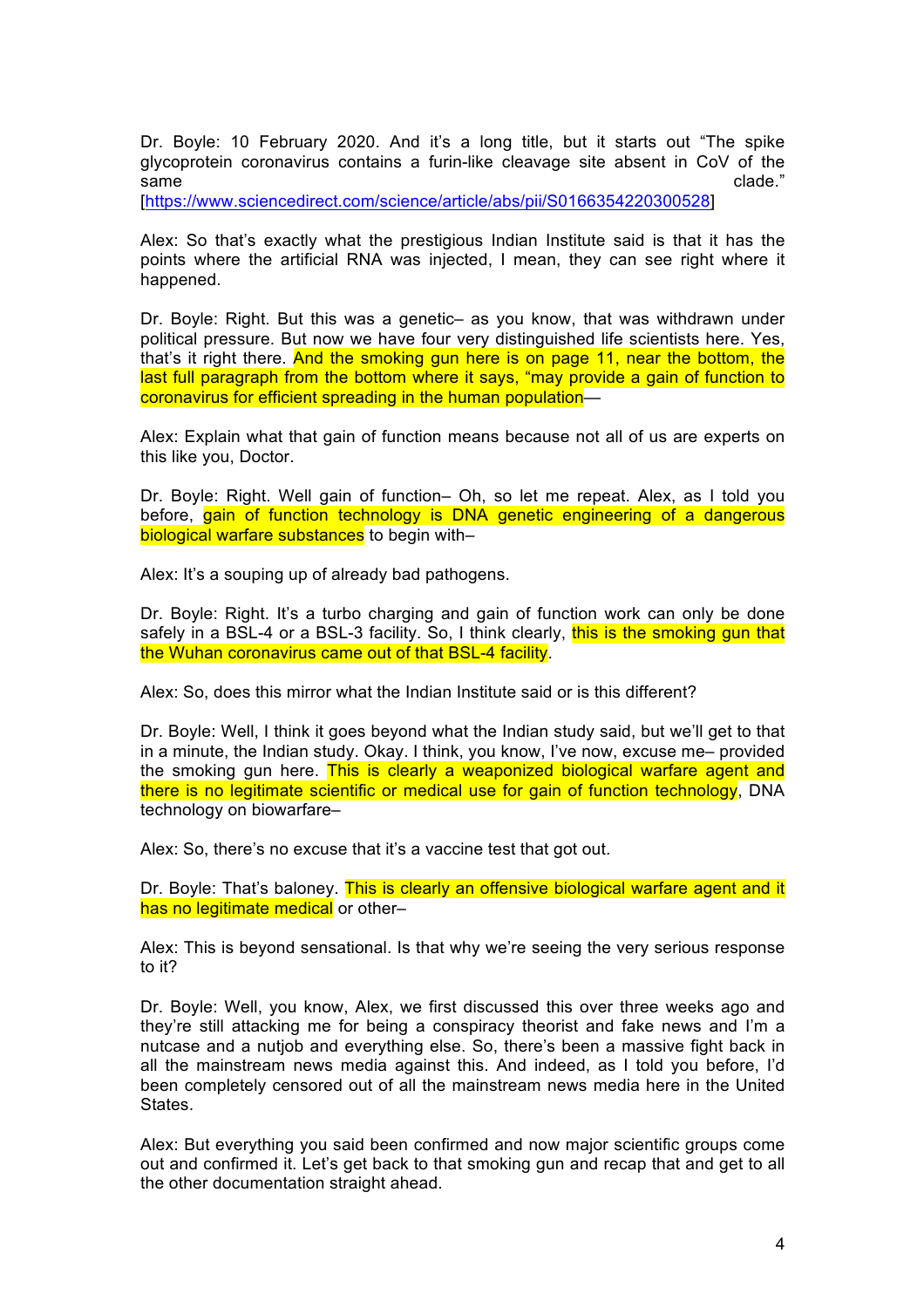Dr. Boyle: 10 February 2020. And it's a long title, but it starts out "The spike glycoprotein coronavirus contains a furin-like cleavage site absent in CoV of the same clade." [https://www.sciencedirect.com/science/article/abs/pii/S0166354220300528]

Alex: So that's exactly what the prestigious Indian Institute said is that it has the points where the artificial RNA was injected, I mean, they can see right where it happened.

Dr. Boyle: Right. But this was a genetic– as you know, that was withdrawn under political pressure. But now we have four very distinguished life scientists here. Yes, that's it right there. And the smoking gun here is on page 11, near the bottom, the last full paragraph from the bottom where it says, "may provide a gain of function to coronavirus for efficient spreading in the human population—

Alex: Explain what that gain of function means because not all of us are experts on this like you, Doctor.

Dr. Boyle: Right. Well gain of function– Oh, so let me repeat. Alex, as I told you before, gain of function technology is DNA genetic engineering of a dangerous biological warfare substances to begin with–

Alex: It's a souping up of already bad pathogens.

Dr. Boyle: Right. It's a turbo charging and gain of function work can only be done safely in a BSL-4 or a BSL-3 facility. So, I think clearly, this is the smoking gun that the Wuhan coronavirus came out of that BSL-4 facility.

Alex: So, does this mirror what the Indian Institute said or is this different?

Dr. Boyle: Well, I think it goes beyond what the Indian study said, but we'll get to that in a minute, the Indian study. Okay. I think, you know, I've now, excuse me– provided the smoking gun here. This is clearly a weaponized biological warfare agent and there is no legitimate scientific or medical use for gain of function technology, DNA technology on biowarfare–

Alex: So, there's no excuse that it's a vaccine test that got out.

Dr. Boyle: That's baloney. This is clearly an offensive biological warfare agent and it has no legitimate medical or other–

Alex: This is beyond sensational. Is that why we're seeing the very serious response to it?

Dr. Boyle: Well, you know, Alex, we first discussed this over three weeks ago and they're still attacking me for being a conspiracy theorist and fake news and I'm a nutcase and a nutjob and everything else. So, there's been a massive fight back in all the mainstream news media against this. And indeed, as I told you before, I'd been completely censored out of all the mainstream news media here in the United States.

Alex: But everything you said been confirmed and now major scientific groups come out and confirmed it. Let's get back to that smoking gun and recap that and get to all the other documentation straight ahead.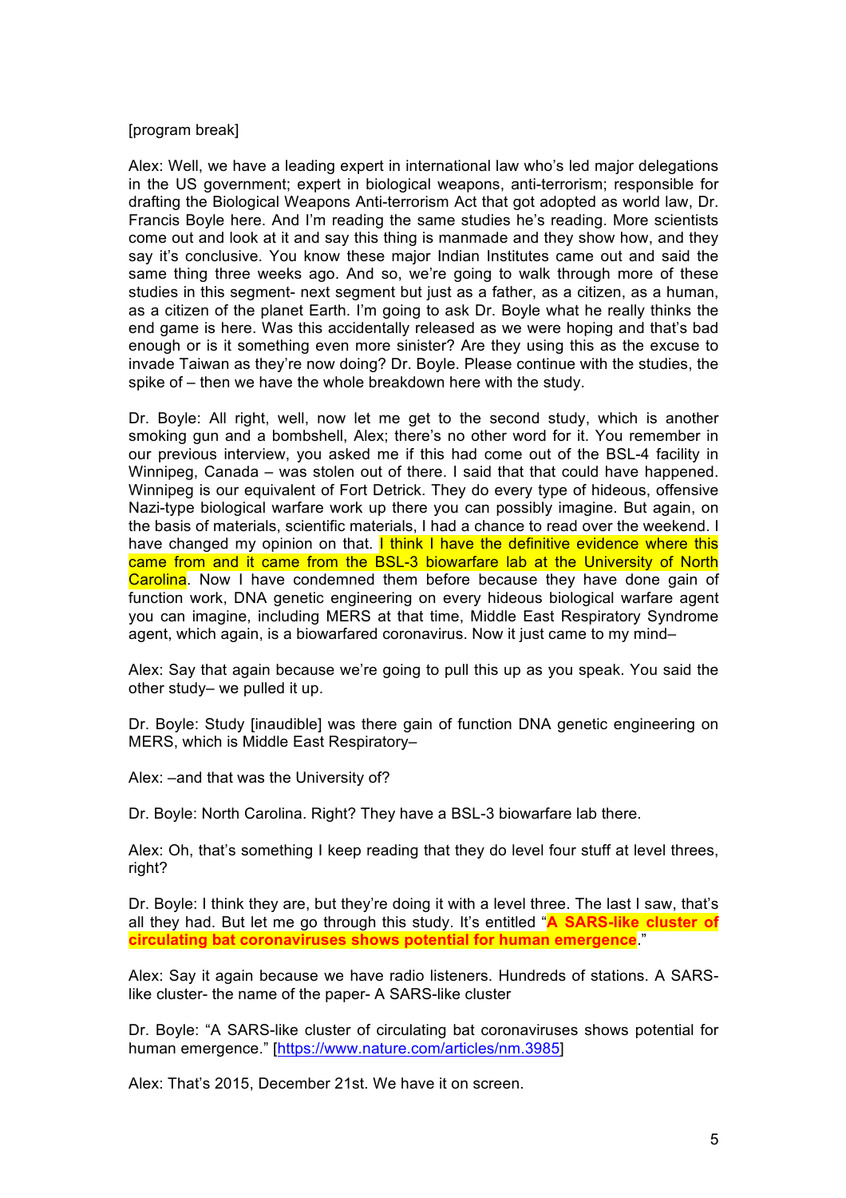[program break]

Alex: Well, we have a leading expert in international law who's led major delegations in the US government; expert in biological weapons, anti-terrorism; responsible for drafting the Biological Weapons Anti-terrorism Act that got adopted as world law, Dr. Francis Boyle here. And I'm reading the same studies he's reading. More scientists come out and look at it and say this thing is manmade and they show how, and they say it's conclusive. You know these major Indian Institutes came out and said the same thing three weeks ago. And so, we're going to walk through more of these studies in this segment- next segment but just as a father, as a citizen, as a human, as a citizen of the planet Earth. I'm going to ask Dr. Boyle what he really thinks the end game is here. Was this accidentally released as we were hoping and that's bad enough or is it something even more sinister? Are they using this as the excuse to invade Taiwan as they're now doing? Dr. Boyle. Please continue with the studies, the spike of – then we have the whole breakdown here with the study.

Dr. Boyle: All right, well, now let me get to the second study, which is another smoking gun and a bombshell, Alex; there's no other word for it. You remember in our previous interview, you asked me if this had come out of the BSL-4 facility in Winnipeg, Canada – was stolen out of there. I said that that could have happened. Winnipeg is our equivalent of Fort Detrick. They do every type of hideous, offensive Nazi-type biological warfare work up there you can possibly imagine. But again, on the basis of materials, scientific materials, I had a chance to read over the weekend. I have changed my opinion on that. I think I have the definitive evidence where this came from and it came from the BSL-3 biowarfare lab at the University of North Carolina. Now I have condemned them before because they have done gain of function work, DNA genetic engineering on every hideous biological warfare agent you can imagine, including MERS at that time, Middle East Respiratory Syndrome agent, which again, is a biowarfared coronavirus. Now it just came to my mind–

Alex: Say that again because we're going to pull this up as you speak. You said the other study– we pulled it up.

Dr. Boyle: Study [inaudible] was there gain of function DNA genetic engineering on MERS, which is Middle East Respiratory–

Alex: –and that was the University of?

Dr. Boyle: North Carolina. Right? They have a BSL-3 biowarfare lab there.

Alex: Oh, that's something I keep reading that they do level four stuff at level threes, right?

Dr. Boyle: I think they are, but they're doing it with a level three. The last I saw, that's all they had. But let me go through this study. It's entitled "**A SARS-like cluster of circulating bat coronaviruses shows potential for human emergence**."

Alex: Say it again because we have radio listeners. Hundreds of stations. A SARS-like cluster- the name of the paper- A SARS-like cluster

Dr. Boyle: "A SARS-like cluster of circulating bat coronaviruses shows potential for human emergence." [https://www.nature.com/articles/nm.3985]

Alex: That's 2015, December 21st. We have it on screen.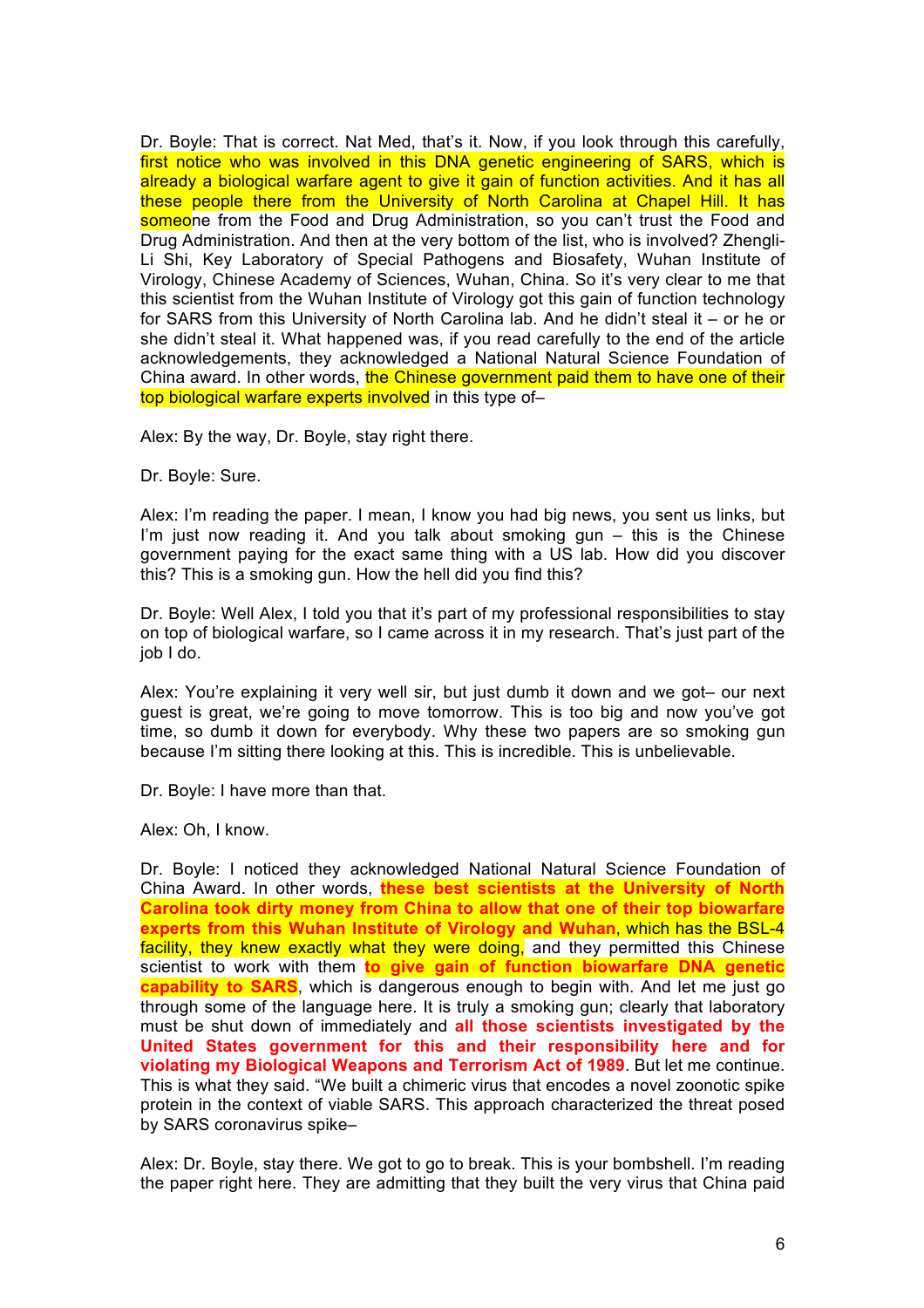Dr. Boyle: That is correct. Nat Med, that's it. Now, if you look through this carefully, first notice who was involved in this DNA genetic engineering of SARS, which is already a biological warfare agent to give it gain of function activities. And it has all these people there from the University of North Carolina at Chapel Hill. It has someone from the Food and Drug Administration, so you can't trust the Food and Drug Administration. And then at the very bottom of the list, who is involved? Zhengli-Li Shi, Key Laboratory of Special Pathogens and Biosafety, Wuhan Institute of Virology, Chinese Academy of Sciences, Wuhan, China. So it's very clear to me that this scientist from the Wuhan Institute of Virology got this gain of function technology for SARS from this University of North Carolina lab. And he didn't steal it – or he or she didn't steal it. What happened was, if you read carefully to the end of the article acknowledgements, they acknowledged a National Natural Science Foundation of China award. In other words, the Chinese government paid them to have one of their top biological warfare experts involved in this type of–

Alex: By the way, Dr. Boyle, stay right there.

Dr. Boyle: Sure.

Alex: I'm reading the paper. I mean, I know you had big news, you sent us links, but I'm just now reading it. And you talk about smoking gun – this is the Chinese government paying for the exact same thing with a US lab. How did you discover this? This is a smoking gun. How the hell did you find this?

Dr. Boyle: Well Alex, I told you that it's part of my professional responsibilities to stay on top of biological warfare, so I came across it in my research. That's just part of the job I do.

Alex: You're explaining it very well sir, but just dumb it down and we got– our next guest is great, we're going to move tomorrow. This is too big and now you've got time, so dumb it down for everybody. Why these two papers are so smoking gun because I'm sitting there looking at this. This is incredible. This is unbelievable.

Dr. Boyle: I have more than that.

Alex: Oh, I know.

Dr. Boyle: I noticed they acknowledged National Natural Science Foundation of China Award. In other words, **these best scientists at the University of North Carolina took dirty money from China to allow that one of their top biowarfare experts from this Wuhan Institute of Virology and Wuhan**, which has the BSL-4 facility, they knew exactly what they were doing, and they permitted this Chinese scientist to work with them **to give gain of function biowarfare DNA genetic capability to SARS**, which is dangerous enough to begin with. And let me just go through some of the language here. It is truly a smoking gun; clearly that laboratory must be shut down of immediately and **all those scientists investigated by the United States government for this and their responsibility here and for violating my Biological Weapons and Terrorism Act of 1989**. But let me continue. This is what they said. "We built a chimeric virus that encodes a novel zoonotic spike protein in the context of viable SARS. This approach characterized the threat posed by SARS coronavirus spike–

Alex: Dr. Boyle, stay there. We got to go to break. This is your bombshell. I'm reading the paper right here. They are admitting that they built the very virus that China paid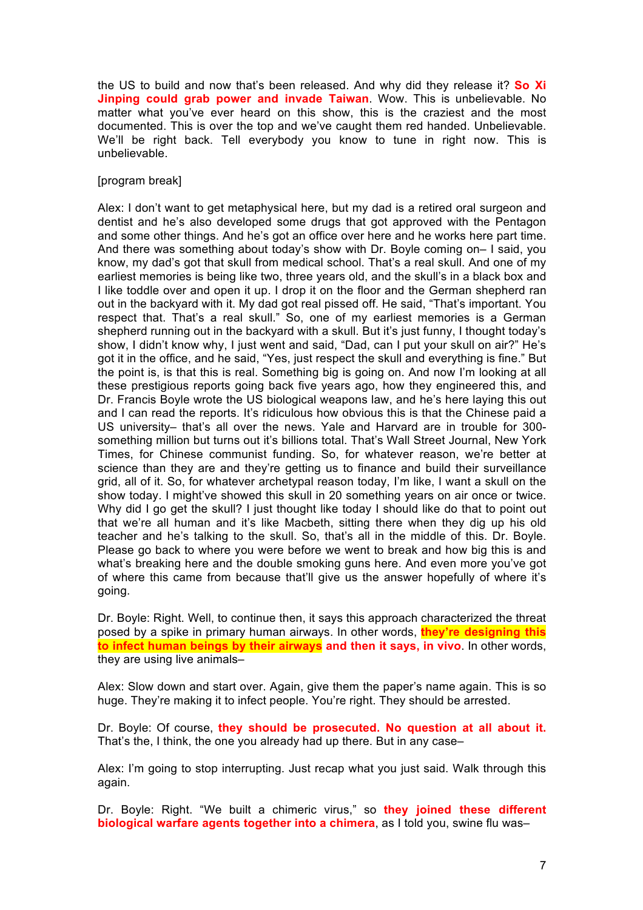the US to build and now that's been released. And why did they release it? **So Xi Jinping could grab power and invade Taiwan**. Wow. This is unbelievable. No matter what you've ever heard on this show, this is the craziest and the most documented. This is over the top and we've caught them red handed. Unbelievable. We'll be right back. Tell everybody you know to tune in right now. This is unbelievable.

[program break]

Alex: I don't want to get metaphysical here, but my dad is a retired oral surgeon and dentist and he's also developed some drugs that got approved with the Pentagon and some other things. And he's got an office over here and he works here part time. And there was something about today's show with Dr. Boyle coming on– I said, you know, my dad's got that skull from medical school. That's a real skull. And one of my earliest memories is being like two, three years old, and the skull's in a black box and I like toddle over and open it up. I drop it on the floor and the German shepherd ran out in the backyard with it. My dad got real pissed off. He said, "That's important. You respect that. That's a real skull." So, one of my earliest memories is a German shepherd running out in the backyard with a skull. But it's just funny, I thought today's show, I didn't know why, I just went and said, "Dad, can I put your skull on air?" He's got it in the office, and he said, "Yes, just respect the skull and everything is fine." But the point is, is that this is real. Something big is going on. And now I'm looking at all these prestigious reports going back five years ago, how they engineered this, and Dr. Francis Boyle wrote the US biological weapons law, and he's here laying this out and I can read the reports. It's ridiculous how obvious this is that the Chinese paid a US university– that's all over the news. Yale and Harvard are in trouble for 300-something million but turns out it's billions total. That's Wall Street Journal, New York Times, for Chinese communist funding. So, for whatever reason, we're better at science than they are and they're getting us to finance and build their surveillance grid, all of it. So, for whatever archetypal reason today, I'm like, I want a skull on the show today. I might've showed this skull in 20 something years on air once or twice. Why did I go get the skull? I just thought like today I should like do that to point out that we're all human and it's like Macbeth, sitting there when they dig up his old teacher and he's talking to the skull. So, that's all in the middle of this. Dr. Boyle. Please go back to where you were before we went to break and how big this is and what's breaking here and the double smoking guns here. And even more you've got of where this came from because that'll give us the answer hopefully of where it's going.

Dr. Boyle: Right. Well, to continue then, it says this approach characterized the threat posed by a spike in primary human airways. In other words, **they're designing this to infect human beings by their airways and then it says, in vivo**. In other words, they are using live animals–

Alex: Slow down and start over. Again, give them the paper's name again. This is so huge. They're making it to infect people. You're right. They should be arrested.

Dr. Boyle: Of course, **they should be prosecuted. No question at all about it.** That's the, I think, the one you already had up there. But in any case–

Alex: I'm going to stop interrupting. Just recap what you just said. Walk through this again.

Dr. Boyle: Right. "We built a chimeric virus," so **they joined these different biological warfare agents together into a chimera**, as I told you, swine flu was–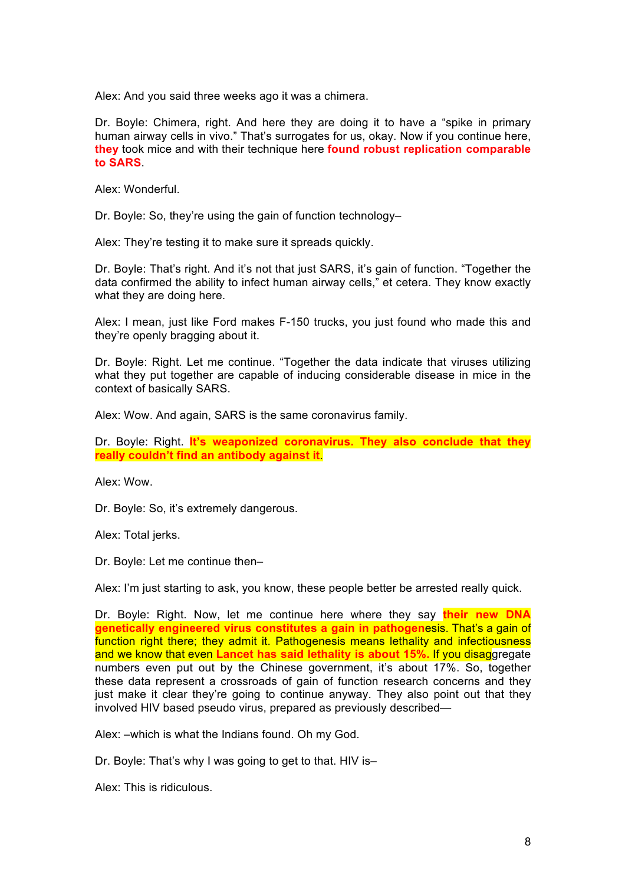Alex: And you said three weeks ago it was a chimera.

Dr. Boyle: Chimera, right. And here they are doing it to have a "spike in primary human airway cells in vivo." That's surrogates for us, okay. Now if you continue here, **they** took mice and with their technique here **found robust replication comparable to SARS**.

Alex: Wonderful.

Dr. Boyle: So, they're using the gain of function technology–

Alex: They're testing it to make sure it spreads quickly.

Dr. Boyle: That's right. And it's not that just SARS, it's gain of function. "Together the data confirmed the ability to infect human airway cells," et cetera. They know exactly what they are doing here.

Alex: I mean, just like Ford makes F-150 trucks, you just found who made this and they're openly bragging about it.

Dr. Boyle: Right. Let me continue. "Together the data indicate that viruses utilizing what they put together are capable of inducing considerable disease in mice in the context of basically SARS.

Alex: Wow. And again, SARS is the same coronavirus family.

Dr. Boyle: Right. **It's weaponized coronavirus. They also conclude that they really couldn't find an antibody against it**.

Alex: Wow.

Dr. Boyle: So, it's extremely dangerous.

Alex: Total jerks.

Dr. Boyle: Let me continue then–

Alex: I'm just starting to ask, you know, these people better be arrested really quick.

Dr. Boyle: Right. Now, let me continue here where they say **their new DNA genetically engineered virus constitutes a gain in pathogen**esis. That's a gain of function right there; they admit it. Pathogenesis means lethality and infectiousness and we know that even **Lancet has said lethality is about 15%.** If you disaggregate numbers even put out by the Chinese government, it's about 17%. So, together these data represent a crossroads of gain of function research concerns and they just make it clear they're going to continue anyway. They also point out that they involved HIV based pseudo virus, prepared as previously described—

Alex: –which is what the Indians found. Oh my God.

Dr. Boyle: That's why I was going to get to that. HIV is–

Alex: This is ridiculous.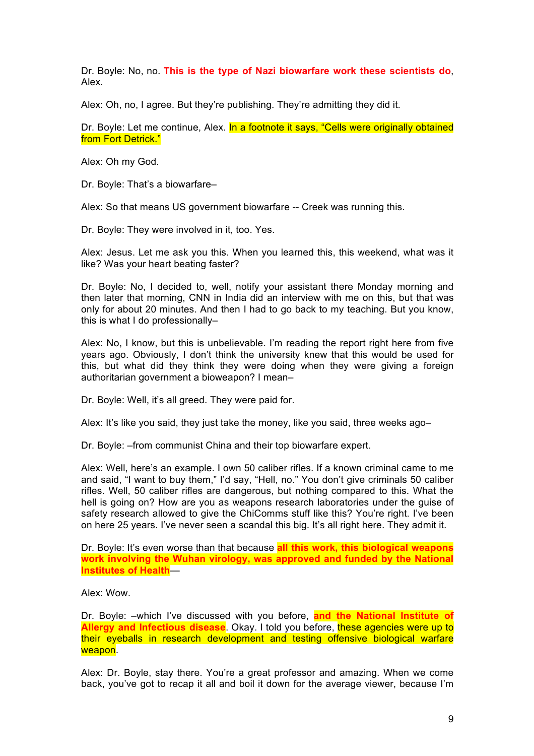Dr. Boyle: No, no. **This is the type of Nazi biowarfare work these scientists do**, Alex.

Alex: Oh, no, I agree. But they're publishing. They're admitting they did it.

Dr. Boyle: Let me continue, Alex. In a footnote it says, "Cells were originally obtained from Fort Detrick."

Alex: Oh my God.

Dr. Boyle: That's a biowarfare–

Alex: So that means US government biowarfare -- Creek was running this.

Dr. Boyle: They were involved in it, too. Yes.

Alex: Jesus. Let me ask you this. When you learned this, this weekend, what was it like? Was your heart beating faster?

Dr. Boyle: No, I decided to, well, notify your assistant there Monday morning and then later that morning, CNN in India did an interview with me on this, but that was only for about 20 minutes. And then I had to go back to my teaching. But you know, this is what I do professionally–

Alex: No, I know, but this is unbelievable. I'm reading the report right here from five years ago. Obviously, I don't think the university knew that this would be used for this, but what did they think they were doing when they were giving a foreign authoritarian government a bioweapon? I mean–

Dr. Boyle: Well, it's all greed. They were paid for.

Alex: It's like you said, they just take the money, like you said, three weeks ago–

Dr. Boyle: –from communist China and their top biowarfare expert.

Alex: Well, here's an example. I own 50 caliber rifles. If a known criminal came to me and said, "I want to buy them," I'd say, "Hell, no." You don't give criminals 50 caliber rifles. Well, 50 caliber rifles are dangerous, but nothing compared to this. What the hell is going on? How are you as weapons research laboratories under the guise of safety research allowed to give the ChiComms stuff like this? You're right. I've been on here 25 years. I've never seen a scandal this big. It's all right here. They admit it.

Dr. Boyle: It's even worse than that because **all this work, this biological weapons work involving the Wuhan virology, was approved and funded by the National Institutes of Health**—

Alex: Wow.

Dr. Boyle: –which I've discussed with you before, **and the National Institute of Allergy and Infectious disease**. Okay. I told you before, these agencies were up to their eyeballs in research development and testing offensive biological warfare weapon.

Alex: Dr. Boyle, stay there. You're a great professor and amazing. When we come back, you've got to recap it all and boil it down for the average viewer, because I'm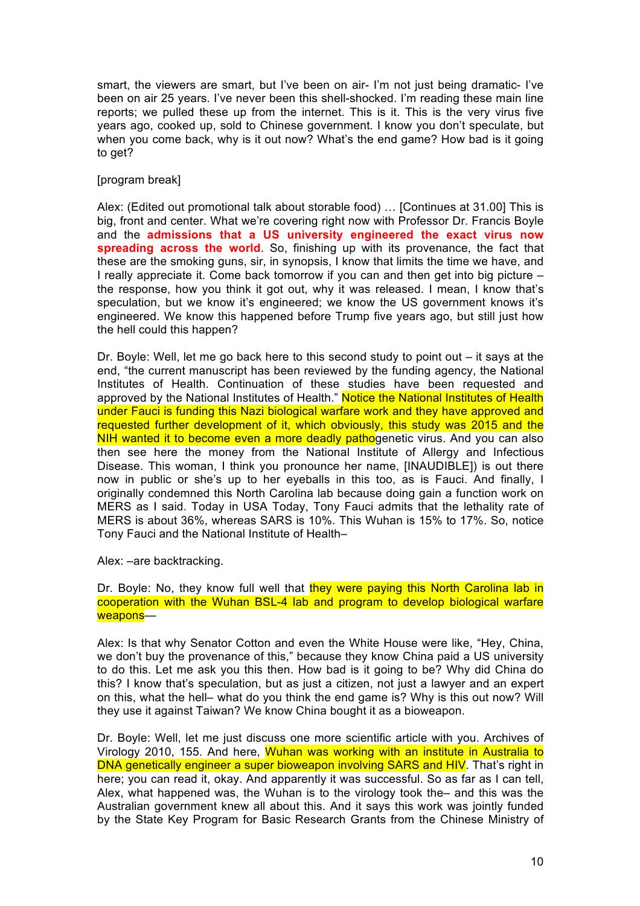smart, the viewers are smart, but I've been on air- I'm not just being dramatic- I've been on air 25 years. I've never been this shell-shocked. I'm reading these main line reports; we pulled these up from the internet. This is it. This is the very virus five years ago, cooked up, sold to Chinese government. I know you don't speculate, but when you come back, why is it out now? What's the end game? How bad is it going to get?

[program break]

Alex: (Edited out promotional talk about storable food) … [Continues at 31.00] This is big, front and center. What we're covering right now with Professor Dr. Francis Boyle and the **admissions that a US university engineered the exact virus now spreading across the world**. So, finishing up with its provenance, the fact that these are the smoking guns, sir, in synopsis, I know that limits the time we have, and I really appreciate it. Come back tomorrow if you can and then get into big picture – the response, how you think it got out, why it was released. I mean, I know that's speculation, but we know it's engineered; we know the US government knows it's engineered. We know this happened before Trump five years ago, but still just how the hell could this happen?

Dr. Boyle: Well, let me go back here to this second study to point out – it says at the end, "the current manuscript has been reviewed by the funding agency, the National Institutes of Health. Continuation of these studies have been requested and approved by the National Institutes of Health." Notice the National Institutes of Health under Fauci is funding this Nazi biological warfare work and they have approved and requested further development of it, which obviously, this study was 2015 and the NIH wanted it to become even a more deadly pathogenetic virus. And you can also then see here the money from the National Institute of Allergy and Infectious Disease. This woman, I think you pronounce her name, [INAUDIBLE]) is out there now in public or she's up to her eyeballs in this too, as is Fauci. And finally, I originally condemned this North Carolina lab because doing gain a function work on MERS as I said. Today in USA Today, Tony Fauci admits that the lethality rate of MERS is about 36%, whereas SARS is 10%. This Wuhan is 15% to 17%. So, notice Tony Fauci and the National Institute of Health–

Alex: –are backtracking.

Dr. Boyle: No, they know full well that they were paying this North Carolina lab in cooperation with the Wuhan BSL-4 lab and program to develop biological warfare weapons—

Alex: Is that why Senator Cotton and even the White House were like, "Hey, China, we don't buy the provenance of this," because they know China paid a US university to do this. Let me ask you this then. How bad is it going to be? Why did China do this? I know that's speculation, but as just a citizen, not just a lawyer and an expert on this, what the hell– what do you think the end game is? Why is this out now? Will they use it against Taiwan? We know China bought it as a bioweapon.

Dr. Boyle: Well, let me just discuss one more scientific article with you. Archives of Virology 2010, 155. And here, Wuhan was working with an institute in Australia to DNA genetically engineer a super bioweapon involving SARS and HIV. That's right in here; you can read it, okay. And apparently it was successful. So as far as I can tell, Alex, what happened was, the Wuhan is to the virology took the– and this was the Australian government knew all about this. And it says this work was jointly funded by the State Key Program for Basic Research Grants from the Chinese Ministry of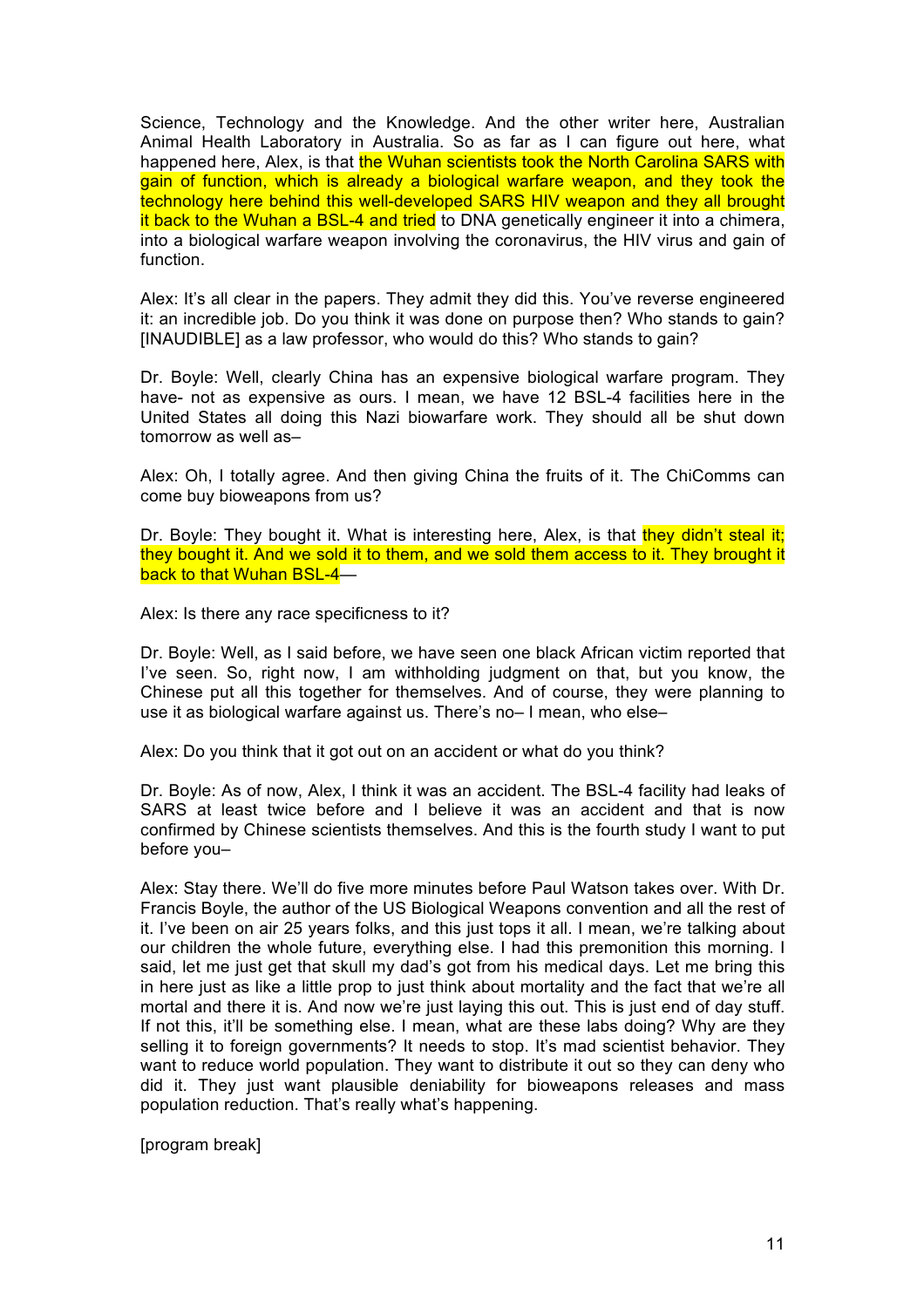Science, Technology and the Knowledge. And the other writer here, Australian Animal Health Laboratory in Australia. So as far as I can figure out here, what happened here, Alex, is that the Wuhan scientists took the North Carolina SARS with gain of function, which is already a biological warfare weapon, and they took the technology here behind this well-developed SARS HIV weapon and they all brought it back to the Wuhan a BSL-4 and tried to DNA genetically engineer it into a chimera, into a biological warfare weapon involving the coronavirus, the HIV virus and gain of function.

Alex: It's all clear in the papers. They admit they did this. You've reverse engineered it: an incredible job. Do you think it was done on purpose then? Who stands to gain? [INAUDIBLE] as a law professor, who would do this? Who stands to gain?

Dr. Boyle: Well, clearly China has an expensive biological warfare program. They have- not as expensive as ours. I mean, we have 12 BSL-4 facilities here in the United States all doing this Nazi biowarfare work. They should all be shut down tomorrow as well as–

Alex: Oh, I totally agree. And then giving China the fruits of it. The ChiComms can come buy bioweapons from us?

Dr. Boyle: They bought it. What is interesting here, Alex, is that they didn't steal it; they bought it. And we sold it to them, and we sold them access to it. They brought it back to that Wuhan BSL-4—

Alex: Is there any race specificness to it?

Dr. Boyle: Well, as I said before, we have seen one black African victim reported that I've seen. So, right now, I am withholding judgment on that, but you know, the Chinese put all this together for themselves. And of course, they were planning to use it as biological warfare against us. There's no– I mean, who else–

Alex: Do you think that it got out on an accident or what do you think?

Dr. Boyle: As of now, Alex, I think it was an accident. The BSL-4 facility had leaks of SARS at least twice before and I believe it was an accident and that is now confirmed by Chinese scientists themselves. And this is the fourth study I want to put before you–

Alex: Stay there. We'll do five more minutes before Paul Watson takes over. With Dr. Francis Boyle, the author of the US Biological Weapons convention and all the rest of it. I've been on air 25 years folks, and this just tops it all. I mean, we're talking about our children the whole future, everything else. I had this premonition this morning. I said, let me just get that skull my dad's got from his medical days. Let me bring this in here just as like a little prop to just think about mortality and the fact that we're all mortal and there it is. And now we're just laying this out. This is just end of day stuff. If not this, it'll be something else. I mean, what are these labs doing? Why are they selling it to foreign governments? It needs to stop. It's mad scientist behavior. They want to reduce world population. They want to distribute it out so they can deny who did it. They just want plausible deniability for bioweapons releases and mass population reduction. That's really what's happening.

[program break]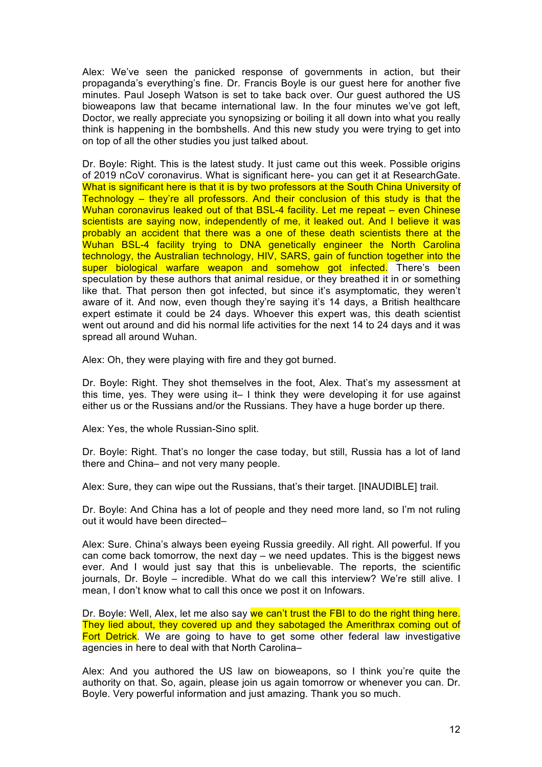Alex: We've seen the panicked response of governments in action, but their propaganda's everything's fine. Dr. Francis Boyle is our guest here for another five minutes. Paul Joseph Watson is set to take back over. Our guest authored the US bioweapons law that became international law. In the four minutes we've got left, Doctor, we really appreciate you synopsizing or boiling it all down into what you really think is happening in the bombshells. And this new study you were trying to get into on top of all the other studies you just talked about.

Dr. Boyle: Right. This is the latest study. It just came out this week. Possible origins of 2019 nCoV coronavirus. What is significant here- you can get it at ResearchGate. What is significant here is that it is by two professors at the South China University of Technology – they're all professors. And their conclusion of this study is that the Wuhan coronavirus leaked out of that BSL-4 facility. Let me repeat – even Chinese scientists are saying now, independently of me, it leaked out. And I believe it was probably an accident that there was a one of these death scientists there at the Wuhan BSL-4 facility trying to DNA genetically engineer the North Carolina technology, the Australian technology, HIV, SARS, gain of function together into the super biological warfare weapon and somehow got infected. There's been speculation by these authors that animal residue, or they breathed it in or something like that. That person then got infected, but since it's asymptomatic, they weren't aware of it. And now, even though they're saying it's 14 days, a British healthcare expert estimate it could be 24 days. Whoever this expert was, this death scientist went out around and did his normal life activities for the next 14 to 24 days and it was spread all around Wuhan.

Alex: Oh, they were playing with fire and they got burned.

Dr. Boyle: Right. They shot themselves in the foot, Alex. That's my assessment at this time, yes. They were using it– I think they were developing it for use against either us or the Russians and/or the Russians. They have a huge border up there.

Alex: Yes, the whole Russian-Sino split.

Dr. Boyle: Right. That's no longer the case today, but still, Russia has a lot of land there and China– and not very many people.

Alex: Sure, they can wipe out the Russians, that's their target. [INAUDIBLE] trail.

Dr. Boyle: And China has a lot of people and they need more land, so I'm not ruling out it would have been directed–

Alex: Sure. China's always been eyeing Russia greedily. All right. All powerful. If you can come back tomorrow, the next day – we need updates. This is the biggest news ever. And I would just say that this is unbelievable. The reports, the scientific journals, Dr. Boyle – incredible. What do we call this interview? We're still alive. I mean, I don't know what to call this once we post it on Infowars.

Dr. Boyle: Well, Alex, let me also say we can't trust the FBI to do the right thing here. They lied about, they covered up and they sabotaged the Amerithrax coming out of Fort Detrick. We are going to have to get some other federal law investigative agencies in here to deal with that North Carolina–

Alex: And you authored the US law on bioweapons, so I think you're quite the authority on that. So, again, please join us again tomorrow or whenever you can. Dr. Boyle. Very powerful information and just amazing. Thank you so much.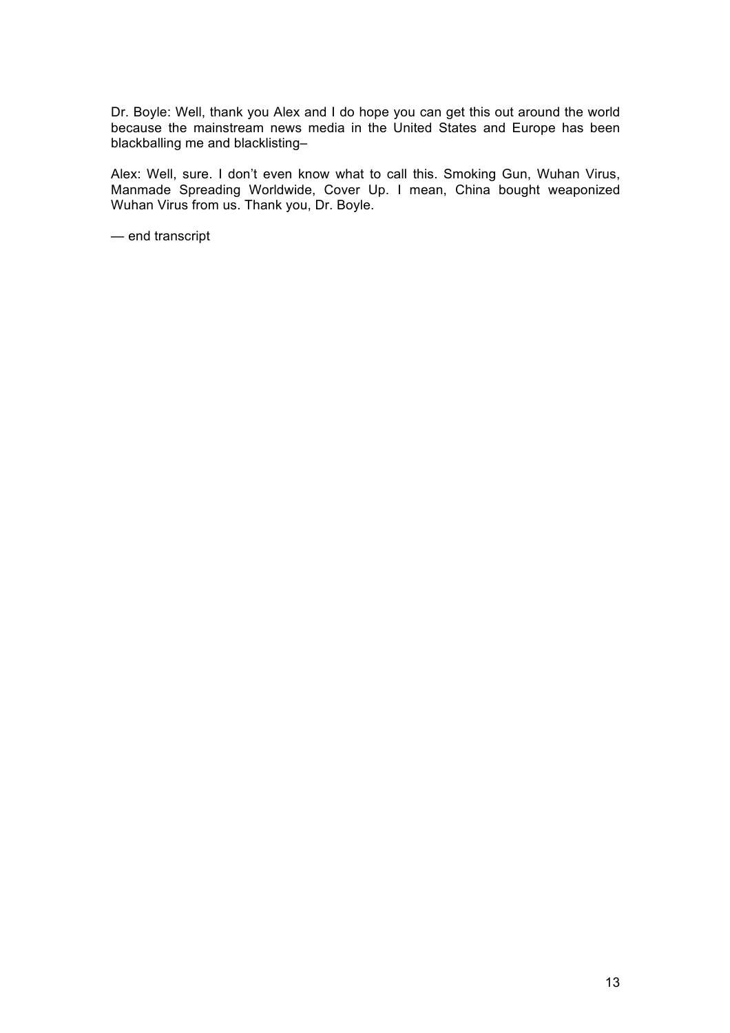Dr. Boyle: Well, thank you Alex and I do hope you can get this out around the world because the mainstream news media in the United States and Europe has been blackballing me and blacklisting–

Alex: Well, sure. I don't even know what to call this. Smoking Gun, Wuhan Virus, Manmade Spreading Worldwide, Cover Up. I mean, China bought weaponized Wuhan Virus from us. Thank you, Dr. Boyle.

— end transcript